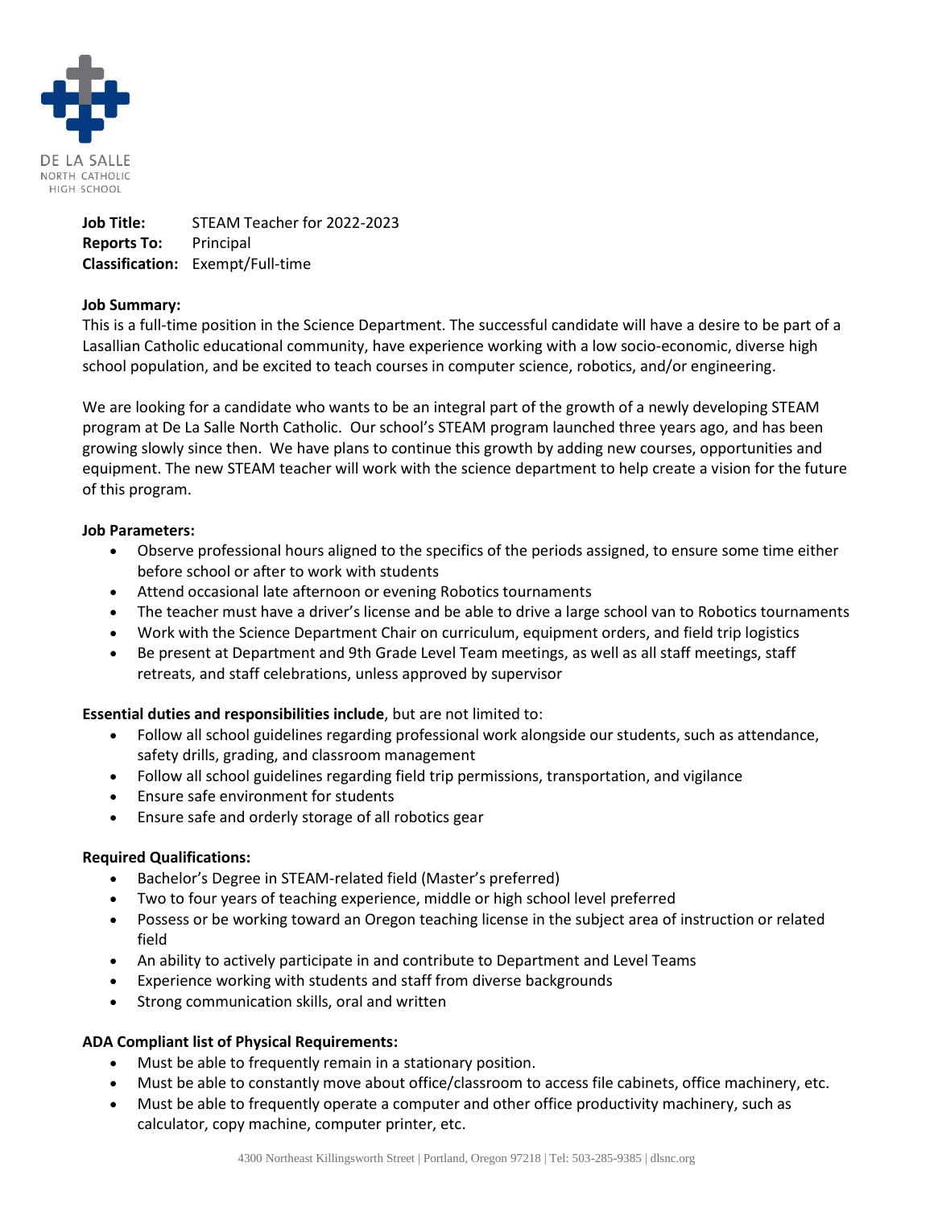DE LA SALLE
NORTH CATHOLIC
HIGH SCHOOL

**Job Title:** STEAM Teacher for 2022-2023
**Reports To:** Principal
**Classification:** Exempt/Full-time

**Job Summary:**

This is a full-time position in the Science Department. The successful candidate will have a desire to be part of a Lasallian Catholic educational community, have experience working with a low socio-economic, diverse high school population, and be excited to teach courses in computer science, robotics, and/or engineering.

We are looking for a candidate who wants to be an integral part of the growth of a newly developing STEAM program at De La Salle North Catholic. Our school's STEAM program launched three years ago, and has been growing slowly since then. We have plans to continue this growth by adding new courses, opportunities and equipment. The new STEAM teacher will work with the science department to help create a vision for the future of this program.

**Job Parameters:**

- Observe professional hours aligned to the specifics of the periods assigned, to ensure some time either before school or after to work with students
- Attend occasional late afternoon or evening Robotics tournaments
- The teacher must have a driver's license and be able to drive a large school van to Robotics tournaments
- Work with the Science Department Chair on curriculum, equipment orders, and field trip logistics
- Be present at Department and 9th Grade Level Team meetings, as well as all staff meetings, staff retreats, and staff celebrations, unless approved by supervisor

**Essential duties and responsibilities include**, but are not limited to:

- Follow all school guidelines regarding professional work alongside our students, such as attendance, safety drills, grading, and classroom management
- Follow all school guidelines regarding field trip permissions, transportation, and vigilance
- Ensure safe environment for students
- Ensure safe and orderly storage of all robotics gear

**Required Qualifications:**

- Bachelor's Degree in STEAM-related field (Master's preferred)
- Two to four years of teaching experience, middle or high school level preferred
- Possess or be working toward an Oregon teaching license in the subject area of instruction or related field
- An ability to actively participate in and contribute to Department and Level Teams
- Experience working with students and staff from diverse backgrounds
- Strong communication skills, oral and written

**ADA Compliant list of Physical Requirements:**

- Must be able to frequently remain in a stationary position.
- Must be able to constantly move about office/classroom to access file cabinets, office machinery, etc.
- Must be able to frequently operate a computer and other office productivity machinery, such as calculator, copy machine, computer printer, etc.

4300 Northeast Killingsworth Street | Portland, Oregon 97218 | Tel: 503-285-9385 | dlsnc.org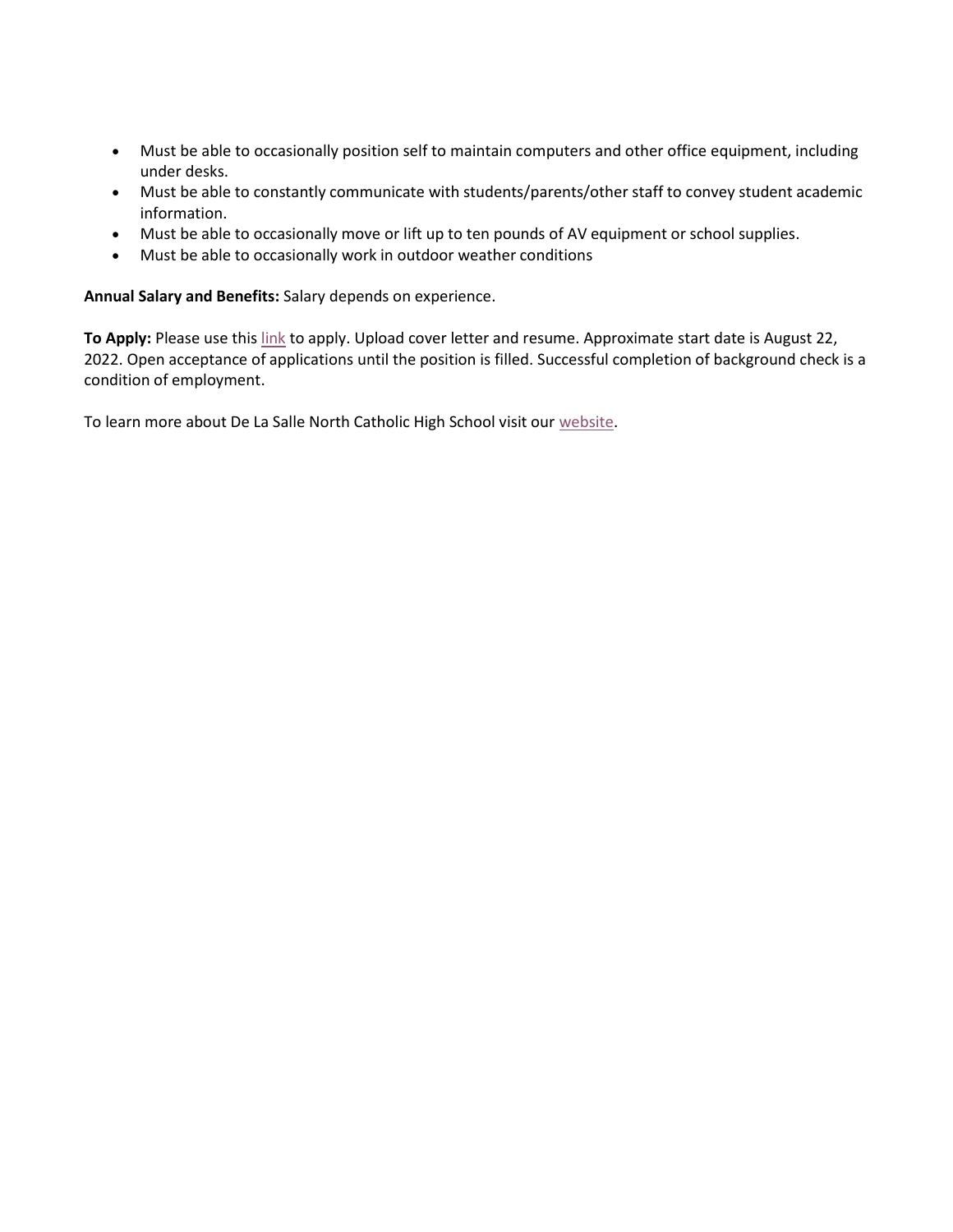- Must be able to occasionally position self to maintain computers and other office equipment, including under desks.
- Must be able to constantly communicate with students/parents/other staff to convey student academic information.
- Must be able to occasionally move or lift up to ten pounds of AV equipment or school supplies.
- Must be able to occasionally work in outdoor weather conditions

**Annual Salary and Benefits:** Salary depends on experience.

**To Apply:** Please use this link to apply. Upload cover letter and resume. Approximate start date is August 22, 2022. Open acceptance of applications until the position is filled. Successful completion of background check is a condition of employment.

To learn more about De La Salle North Catholic High School visit our website.